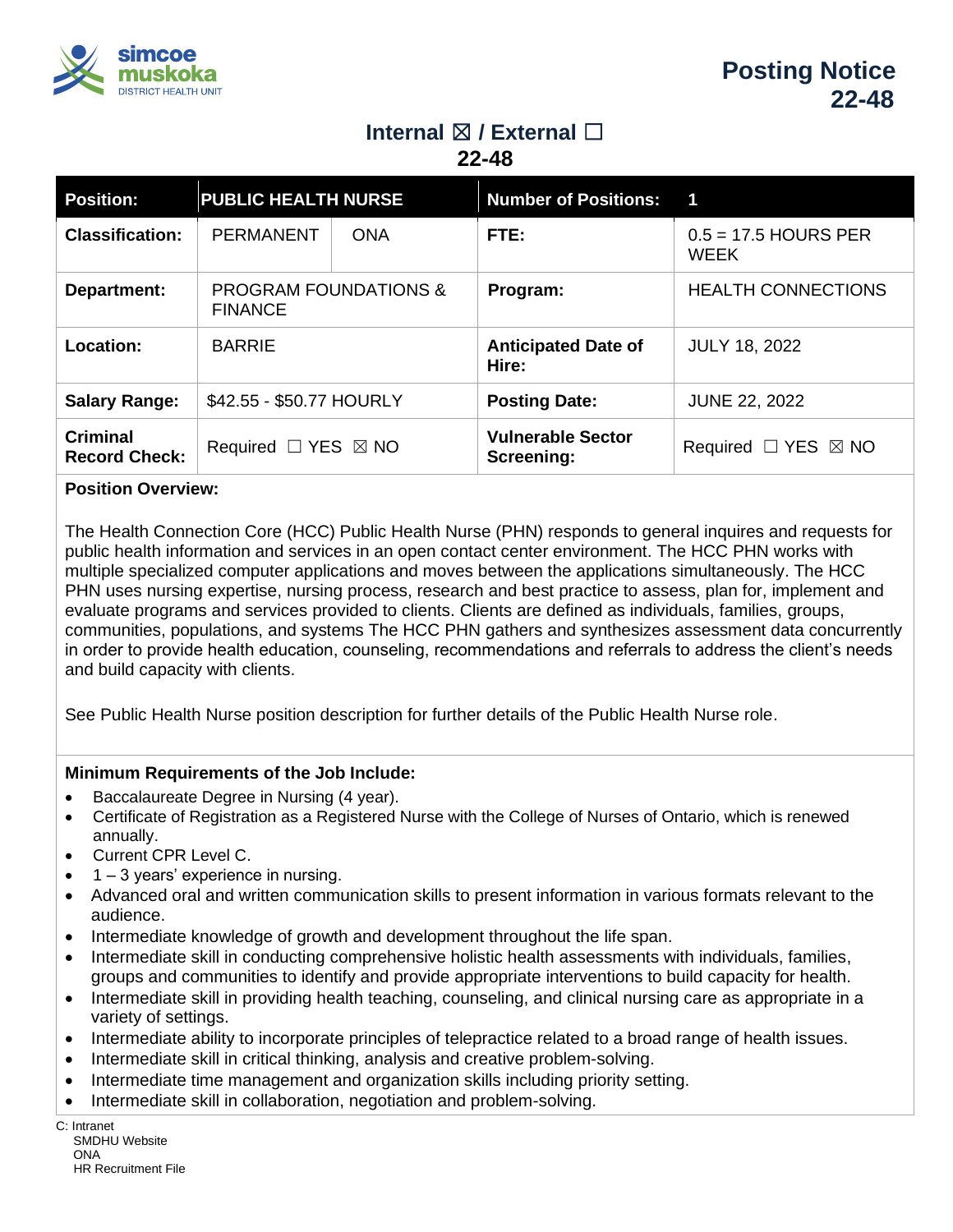# Posting Notice 22-48

## Internal ☒ / External ☐
## 22-48

| Position: | PUBLIC HEALTH NURSE | | Number of Positions: | 1 |
|---|---|---|---|---|
| Classification: | PERMANENT | ONA | FTE: | 0.5 = 17.5 HOURS PER WEEK |
| Department: | PROGRAM FOUNDATIONS & FINANCE | | Program: | HEALTH CONNECTIONS |
| Location: | BARRIE | | Anticipated Date of Hire: | JULY 18, 2022 |
| Salary Range: | $42.55 - $50.77 HOURLY | | Posting Date: | JUNE 22, 2022 |
| Criminal Record Check: | Required ☐ YES ☒ NO | | Vulnerable Sector Screening: | Required ☐ YES ☒ NO |

**Position Overview:**

The Health Connection Core (HCC) Public Health Nurse (PHN) responds to general inquires and requests for public health information and services in an open contact center environment. The HCC PHN works with multiple specialized computer applications and moves between the applications simultaneously. The HCC PHN uses nursing expertise, nursing process, research and best practice to assess, plan for, implement and evaluate programs and services provided to clients. Clients are defined as individuals, families, groups, communities, populations, and systems The HCC PHN gathers and synthesizes assessment data concurrently in order to provide health education, counseling, recommendations and referrals to address the client's needs and build capacity with clients.

See Public Health Nurse position description for further details of the Public Health Nurse role.

**Minimum Requirements of the Job Include:**

- Baccalaureate Degree in Nursing (4 year).
- Certificate of Registration as a Registered Nurse with the College of Nurses of Ontario, which is renewed annually.
- Current CPR Level C.
- 1 – 3 years' experience in nursing.
- Advanced oral and written communication skills to present information in various formats relevant to the audience.
- Intermediate knowledge of growth and development throughout the life span.
- Intermediate skill in conducting comprehensive holistic health assessments with individuals, families, groups and communities to identify and provide appropriate interventions to build capacity for health.
- Intermediate skill in providing health teaching, counseling, and clinical nursing care as appropriate in a variety of settings.
- Intermediate ability to incorporate principles of telepractice related to a broad range of health issues.
- Intermediate skill in critical thinking, analysis and creative problem-solving.
- Intermediate time management and organization skills including priority setting.
- Intermediate skill in collaboration, negotiation and problem-solving.

C: Intranet
SMDHU Website
ONA
HR Recruitment File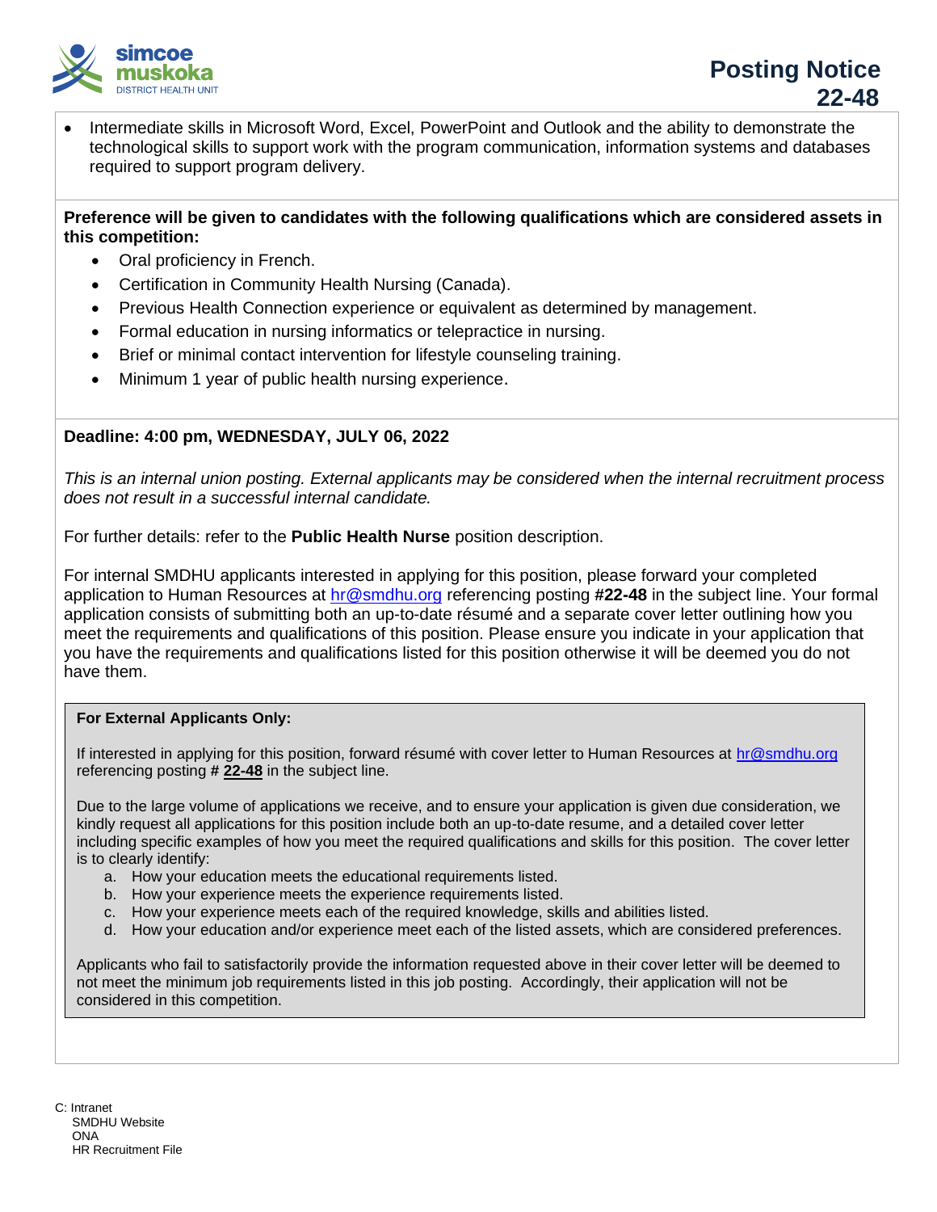- Intermediate skills in Microsoft Word, Excel, PowerPoint and Outlook and the ability to demonstrate the technological skills to support work with the program communication, information systems and databases required to support program delivery.

**Preference will be given to candidates with the following qualifications which are considered assets in this competition:**

- Oral proficiency in French.
- Certification in Community Health Nursing (Canada).
- Previous Health Connection experience or equivalent as determined by management.
- Formal education in nursing informatics or telepractice in nursing.
- Brief or minimal contact intervention for lifestyle counseling training.
- Minimum 1 year of public health nursing experience.

**Deadline: 4:00 pm, WEDNESDAY, JULY 06, 2022**

*This is an internal union posting. External applicants may be considered when the internal recruitment process does not result in a successful internal candidate.*

For further details: refer to the **Public Health Nurse** position description.

For internal SMDHU applicants interested in applying for this position, please forward your completed application to Human Resources at hr@smdhu.org referencing posting **#22-48** in the subject line. Your formal application consists of submitting both an up-to-date résumé and a separate cover letter outlining how you meet the requirements and qualifications of this position. Please ensure you indicate in your application that you have the requirements and qualifications listed for this position otherwise it will be deemed you do not have them.

**For External Applicants Only:**

If interested in applying for this position, forward résumé with cover letter to Human Resources at hr@smdhu.org referencing posting **# 22-48** in the subject line.

Due to the large volume of applications we receive, and to ensure your application is given due consideration, we kindly request all applications for this position include both an up-to-date resume, and a detailed cover letter including specific examples of how you meet the required qualifications and skills for this position. The cover letter is to clearly identify:

a. How your education meets the educational requirements listed.
b. How your experience meets the experience requirements listed.
c. How your experience meets each of the required knowledge, skills and abilities listed.
d. How your education and/or experience meet each of the listed assets, which are considered preferences.

Applicants who fail to satisfactorily provide the information requested above in their cover letter will be deemed to not meet the minimum job requirements listed in this job posting. Accordingly, their application will not be considered in this competition.

C: Intranet
SMDHU Website
ONA
HR Recruitment File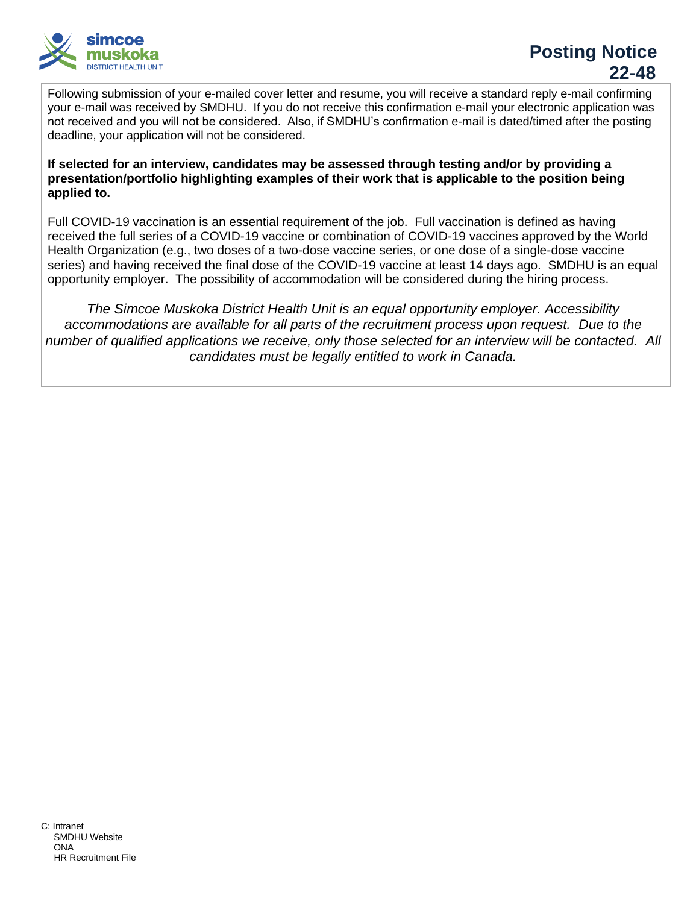Following submission of your e-mailed cover letter and resume, you will receive a standard reply e-mail confirming your e-mail was received by SMDHU. If you do not receive this confirmation e-mail your electronic application was not received and you will not be considered. Also, if SMDHU's confirmation e-mail is dated/timed after the posting deadline, your application will not be considered.

**If selected for an interview, candidates may be assessed through testing and/or by providing a presentation/portfolio highlighting examples of their work that is applicable to the position being applied to.**

Full COVID-19 vaccination is an essential requirement of the job. Full vaccination is defined as having received the full series of a COVID-19 vaccine or combination of COVID-19 vaccines approved by the World Health Organization (e.g., two doses of a two-dose vaccine series, or one dose of a single-dose vaccine series) and having received the final dose of the COVID-19 vaccine at least 14 days ago. SMDHU is an equal opportunity employer. The possibility of accommodation will be considered during the hiring process.

*The Simcoe Muskoka District Health Unit is an equal opportunity employer. Accessibility accommodations are available for all parts of the recruitment process upon request. Due to the number of qualified applications we receive, only those selected for an interview will be contacted. All candidates must be legally entitled to work in Canada.*

C: Intranet
SMDHU Website
ONA
HR Recruitment File